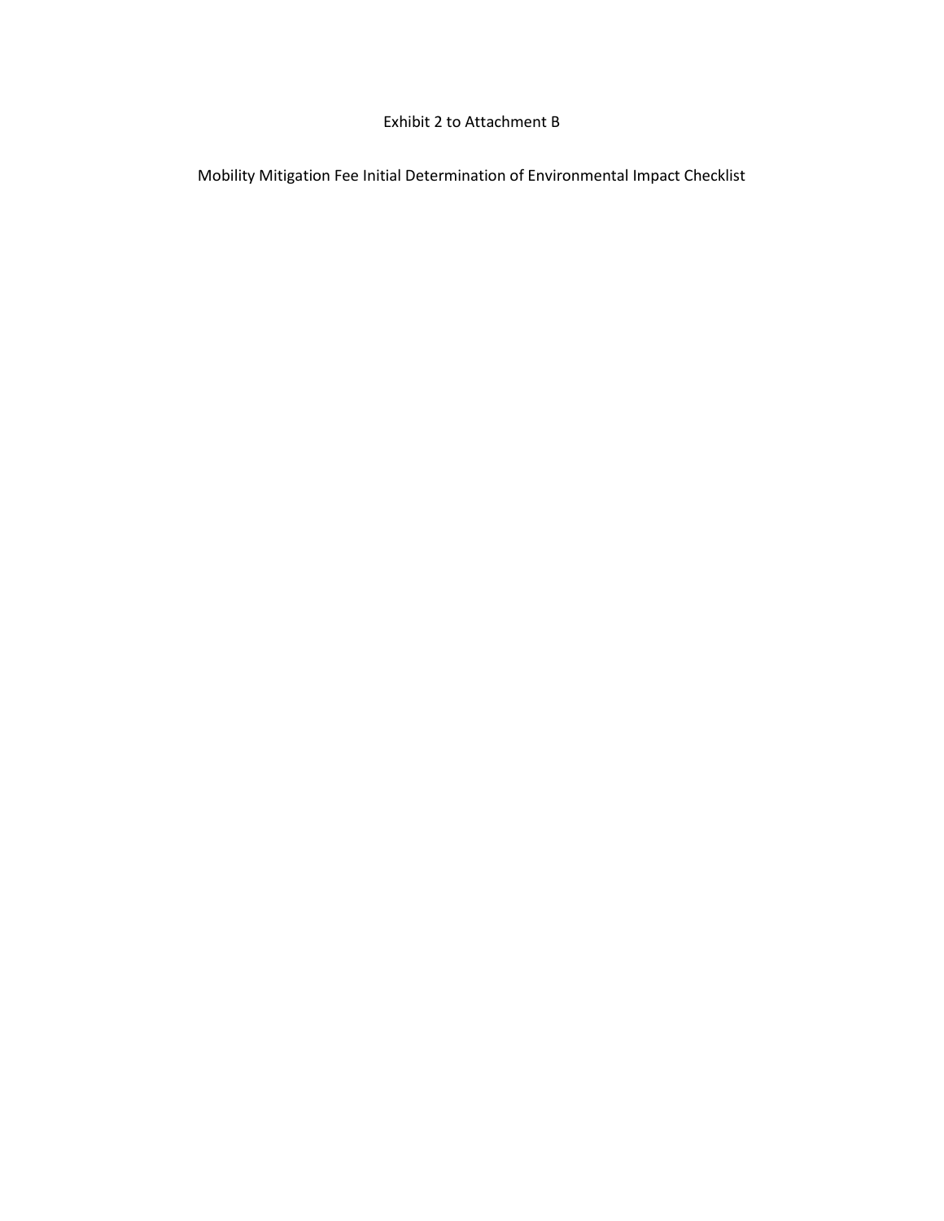Exhibit 2 to Attachment B

Mobility Mitigation Fee Initial Determination of Environmental Impact Checklist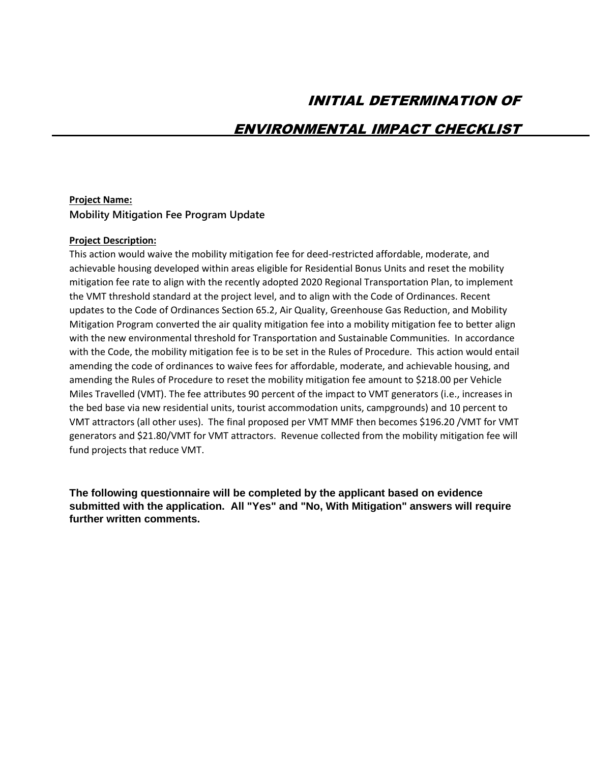# *INITIAL DETERMINATION OF*

# *ENVIRONMENTAL IMPACT CHECKLIST*

**Project Name:**

Mobility Mitigation Fee Program Update

**Project Description:**

This action would waive the mobility mitigation fee for deed-restricted affordable, moderate, and achievable housing developed within areas eligible for Residential Bonus Units and reset the mobility mitigation fee rate to align with the recently adopted 2020 Regional Transportation Plan, to implement the VMT threshold standard at the project level, and to align with the Code of Ordinances. Recent updates to the Code of Ordinances Section 65.2, Air Quality, Greenhouse Gas Reduction, and Mobility Mitigation Program converted the air quality mitigation fee into a mobility mitigation fee to better align with the new environmental threshold for Transportation and Sustainable Communities. In accordance with the Code, the mobility mitigation fee is to be set in the Rules of Procedure. This action would entail amending the code of ordinances to waive fees for affordable, moderate, and achievable housing, and amending the Rules of Procedure to reset the mobility mitigation fee amount to $218.00 per Vehicle Miles Travelled (VMT). The fee attributes 90 percent of the impact to VMT generators (i.e., increases in the bed base via new residential units, tourist accommodation units, campgrounds) and 10 percent to VMT attractors (all other uses). The final proposed per VMT MMF then becomes $196.20 /VMT for VMT generators and $21.80/VMT for VMT attractors. Revenue collected from the mobility mitigation fee will fund projects that reduce VMT.

**The following questionnaire will be completed by the applicant based on evidence submitted with the application. All "Yes" and "No, With Mitigation" answers will require further written comments.**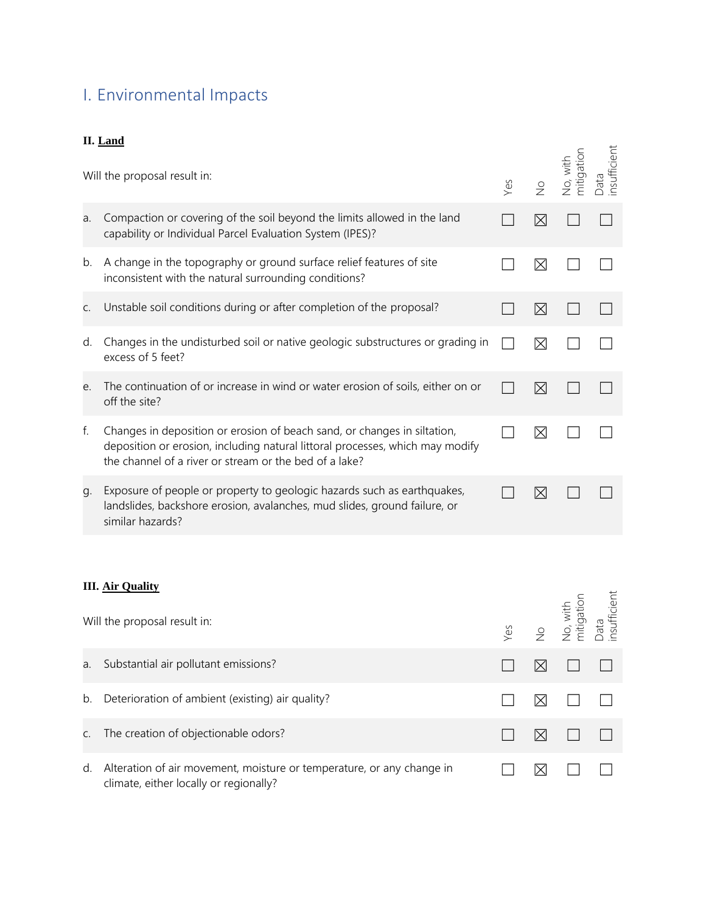# I. Environmental Impacts

## II. Land

| Will the proposal result in: | Yes | No | No, with mitigation | Data insufficient |
|---|---|---|---|---|
| a. Compaction or covering of the soil beyond the limits allowed in the land capability or Individual Parcel Evaluation System (IPES)? | ☐ | ☒ | ☐ | ☐ |
| b. A change in the topography or ground surface relief features of site inconsistent with the natural surrounding conditions? | ☐ | ☒ | ☐ | ☐ |
| c. Unstable soil conditions during or after completion of the proposal? | ☐ | ☒ | ☐ | ☐ |
| d. Changes in the undisturbed soil or native geologic substructures or grading in excess of 5 feet? | ☐ | ☒ | ☐ | ☐ |
| e. The continuation of or increase in wind or water erosion of soils, either on or off the site? | ☐ | ☒ | ☐ | ☐ |
| f. Changes in deposition or erosion of beach sand, or changes in siltation, deposition or erosion, including natural littoral processes, which may modify the channel of a river or stream or the bed of a lake? | ☐ | ☒ | ☐ | ☐ |
| g. Exposure of people or property to geologic hazards such as earthquakes, landslides, backshore erosion, avalanches, mud slides, ground failure, or similar hazards? | ☐ | ☒ | ☐ | ☐ |

## III. Air Quality

| Will the proposal result in: | Yes | No | No, with mitigation | Data insufficient |
|---|---|---|---|---|
| a. Substantial air pollutant emissions? | ☐ | ☒ | ☐ | ☐ |
| b. Deterioration of ambient (existing) air quality? | ☐ | ☒ | ☐ | ☐ |
| c. The creation of objectionable odors? | ☐ | ☒ | ☐ | ☐ |
| d. Alteration of air movement, moisture or temperature, or any change in climate, either locally or regionally? | ☐ | ☒ | ☐ | ☐ |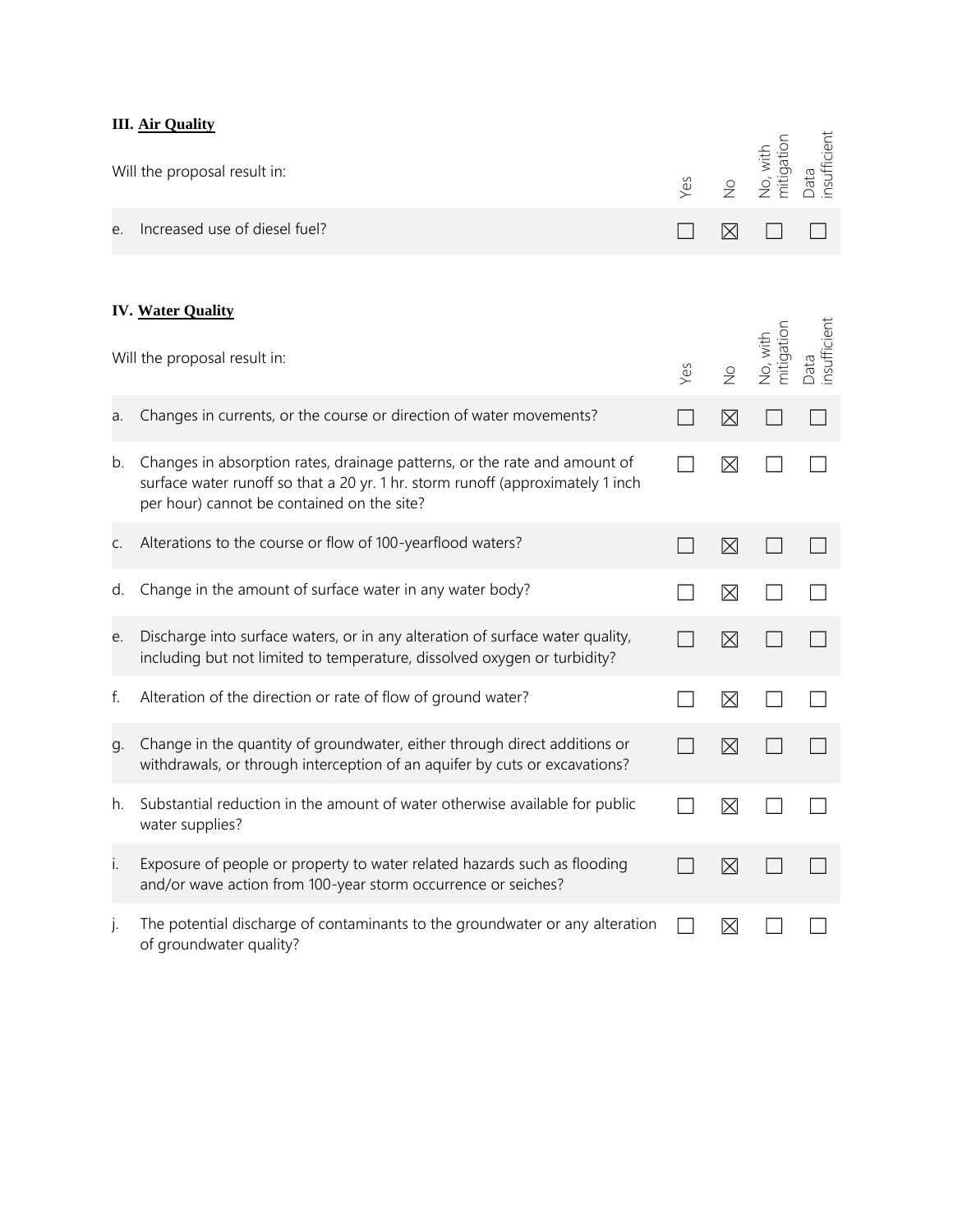### III. Air Quality

| Will the proposal result in: | Yes | No | No, with mitigation | Data insufficient |
|---|---|---|---|---|
| e. Increased use of diesel fuel? | ☐ | ☒ | ☐ | ☐ |

### IV. Water Quality

| Will the proposal result in: | Yes | No | No, with mitigation | Data insufficient |
|---|---|---|---|---|
| a. Changes in currents, or the course or direction of water movements? | ☐ | ☒ | ☐ | ☐ |
| b. Changes in absorption rates, drainage patterns, or the rate and amount of surface water runoff so that a 20 yr. 1 hr. storm runoff (approximately 1 inch per hour) cannot be contained on the site? | ☐ | ☒ | ☐ | ☐ |
| c. Alterations to the course or flow of 100-yearflood waters? | ☐ | ☒ | ☐ | ☐ |
| d. Change in the amount of surface water in any water body? | ☐ | ☒ | ☐ | ☐ |
| e. Discharge into surface waters, or in any alteration of surface water quality, including but not limited to temperature, dissolved oxygen or turbidity? | ☐ | ☒ | ☐ | ☐ |
| f. Alteration of the direction or rate of flow of ground water? | ☐ | ☒ | ☐ | ☐ |
| g. Change in the quantity of groundwater, either through direct additions or withdrawals, or through interception of an aquifer by cuts or excavations? | ☐ | ☒ | ☐ | ☐ |
| h. Substantial reduction in the amount of water otherwise available for public water supplies? | ☐ | ☒ | ☐ | ☐ |
| i. Exposure of people or property to water related hazards such as flooding and/or wave action from 100-year storm occurrence or seiches? | ☐ | ☒ | ☐ | ☐ |
| j. The potential discharge of contaminants to the groundwater or any alteration of groundwater quality? | ☐ | ☒ | ☐ | ☐ |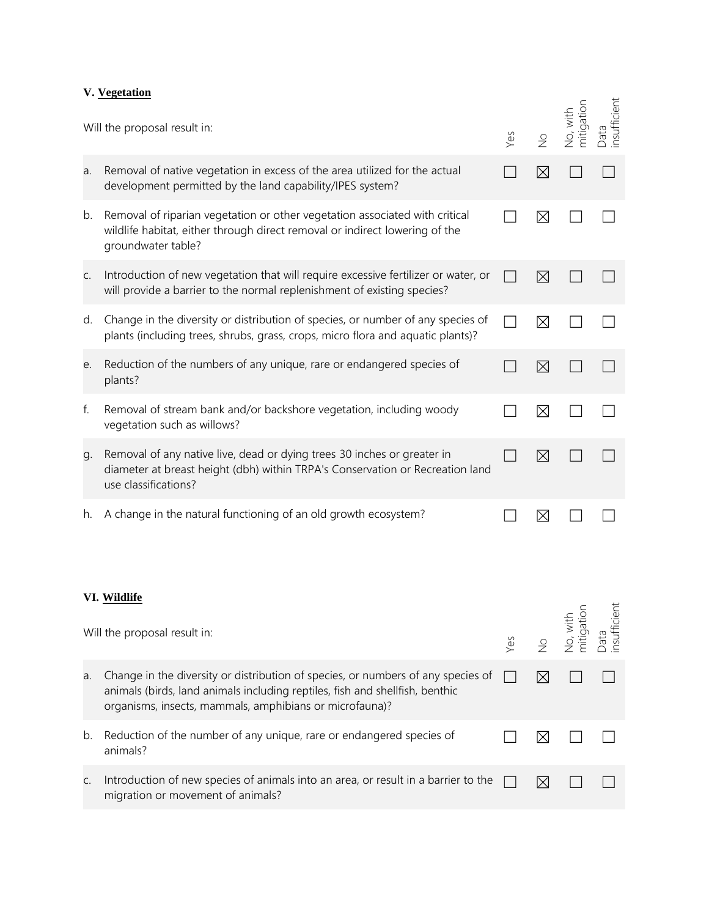### V. Vegetation

| Will the proposal result in: | Yes | No | No, with mitigation | Data insufficient |
|---|---|---|---|---|
| a. Removal of native vegetation in excess of the area utilized for the actual development permitted by the land capability/IPES system? | ☐ | ☒ | ☐ | ☐ |
| b. Removal of riparian vegetation or other vegetation associated with critical wildlife habitat, either through direct removal or indirect lowering of the groundwater table? | ☐ | ☒ | ☐ | ☐ |
| c. Introduction of new vegetation that will require excessive fertilizer or water, or will provide a barrier to the normal replenishment of existing species? | ☐ | ☒ | ☐ | ☐ |
| d. Change in the diversity or distribution of species, or number of any species of plants (including trees, shrubs, grass, crops, micro flora and aquatic plants)? | ☐ | ☒ | ☐ | ☐ |
| e. Reduction of the numbers of any unique, rare or endangered species of plants? | ☐ | ☒ | ☐ | ☐ |
| f. Removal of stream bank and/or backshore vegetation, including woody vegetation such as willows? | ☐ | ☒ | ☐ | ☐ |
| g. Removal of any native live, dead or dying trees 30 inches or greater in diameter at breast height (dbh) within TRPA's Conservation or Recreation land use classifications? | ☐ | ☒ | ☐ | ☐ |
| h. A change in the natural functioning of an old growth ecosystem? | ☐ | ☒ | ☐ | ☐ |

### VI. Wildlife

| Will the proposal result in: | Yes | No | No, with mitigation | Data insufficient |
|---|---|---|---|---|
| a. Change in the diversity or distribution of species, or numbers of any species of animals (birds, land animals including reptiles, fish and shellfish, benthic organisms, insects, mammals, amphibians or microfauna)? | ☐ | ☒ | ☐ | ☐ |
| b. Reduction of the number of any unique, rare or endangered species of animals? | ☐ | ☒ | ☐ | ☐ |
| c. Introduction of new species of animals into an area, or result in a barrier to the migration or movement of animals? | ☐ | ☒ | ☐ | ☐ |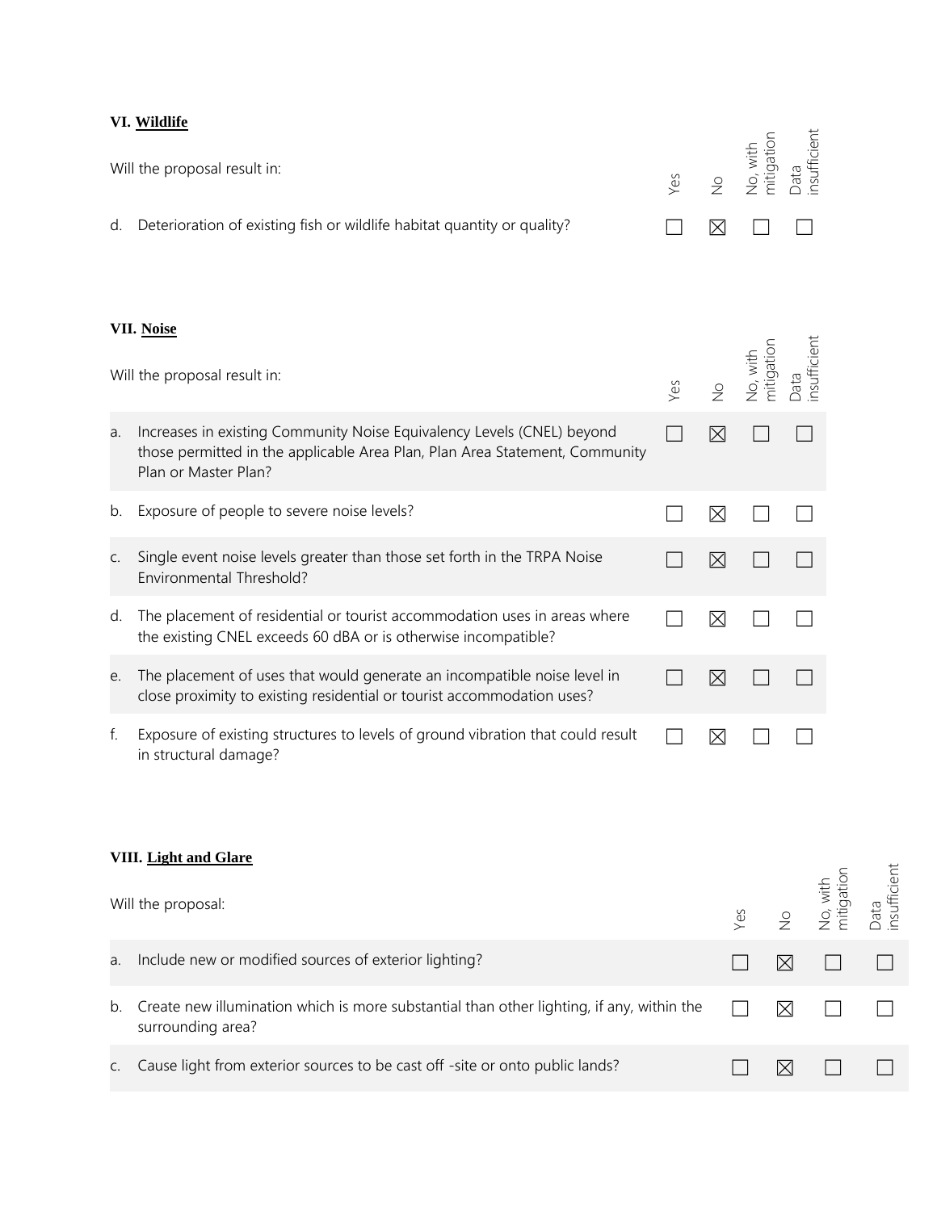### VI. Wildlife

| Will the proposal result in: | Yes | No | No, with mitigation | Data insufficient |
|---|---|---|---|---|
| d. Deterioration of existing fish or wildlife habitat quantity or quality? | ☐ | ☒ | ☐ | ☐ |

### VII. Noise

| Will the proposal result in: | Yes | No | No, with mitigation | Data insufficient |
|---|---|---|---|---|
| a. Increases in existing Community Noise Equivalency Levels (CNEL) beyond those permitted in the applicable Area Plan, Plan Area Statement, Community Plan or Master Plan? | ☐ | ☒ | ☐ | ☐ |
| b. Exposure of people to severe noise levels? | ☐ | ☒ | ☐ | ☐ |
| c. Single event noise levels greater than those set forth in the TRPA Noise Environmental Threshold? | ☐ | ☒ | ☐ | ☐ |
| d. The placement of residential or tourist accommodation uses in areas where the existing CNEL exceeds 60 dBA or is otherwise incompatible? | ☐ | ☒ | ☐ | ☐ |
| e. The placement of uses that would generate an incompatible noise level in close proximity to existing residential or tourist accommodation uses? | ☐ | ☒ | ☐ | ☐ |
| f. Exposure of existing structures to levels of ground vibration that could result in structural damage? | ☐ | ☒ | ☐ | ☐ |

### VIII. Light and Glare

| Will the proposal: | Yes | No | No, with mitigation | Data insufficient |
|---|---|---|---|---|
| a. Include new or modified sources of exterior lighting? | ☐ | ☒ | ☐ | ☐ |
| b. Create new illumination which is more substantial than other lighting, if any, within the surrounding area? | ☐ | ☒ | ☐ | ☐ |
| c. Cause light from exterior sources to be cast off -site or onto public lands? | ☐ | ☒ | ☐ | ☐ |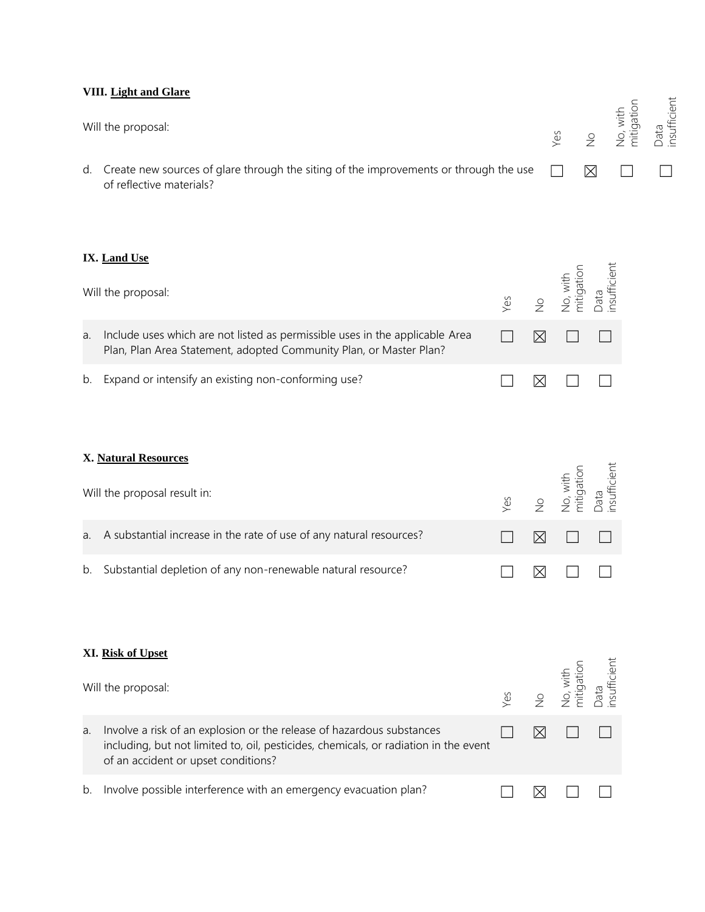**VIII. Light and Glare**

| Will the proposal: | Yes | No | No, with mitigation | Data insufficient |
|---|---|---|---|---|
| d. Create new sources of glare through the siting of the improvements or through the use of reflective materials? | ☐ | ☒ | ☐ | ☐ |

**IX. Land Use**

| Will the proposal: | Yes | No | No, with mitigation | Data insufficient |
|---|---|---|---|---|
| a. Include uses which are not listed as permissible uses in the applicable Area Plan, Plan Area Statement, adopted Community Plan, or Master Plan? | ☐ | ☒ | ☐ | ☐ |
| b. Expand or intensify an existing non-conforming use? | ☐ | ☒ | ☐ | ☐ |

**X. Natural Resources**

| Will the proposal result in: | Yes | No | No, with mitigation | Data insufficient |
|---|---|---|---|---|
| a. A substantial increase in the rate of use of any natural resources? | ☐ | ☒ | ☐ | ☐ |
| b. Substantial depletion of any non-renewable natural resource? | ☐ | ☒ | ☐ | ☐ |

**XI. Risk of Upset**

| Will the proposal: | Yes | No | No, with mitigation | Data insufficient |
|---|---|---|---|---|
| a. Involve a risk of an explosion or the release of hazardous substances including, but not limited to, oil, pesticides, chemicals, or radiation in the event of an accident or upset conditions? | ☐ | ☒ | ☐ | ☐ |
| b. Involve possible interference with an emergency evacuation plan? | ☐ | ☒ | ☐ | ☐ |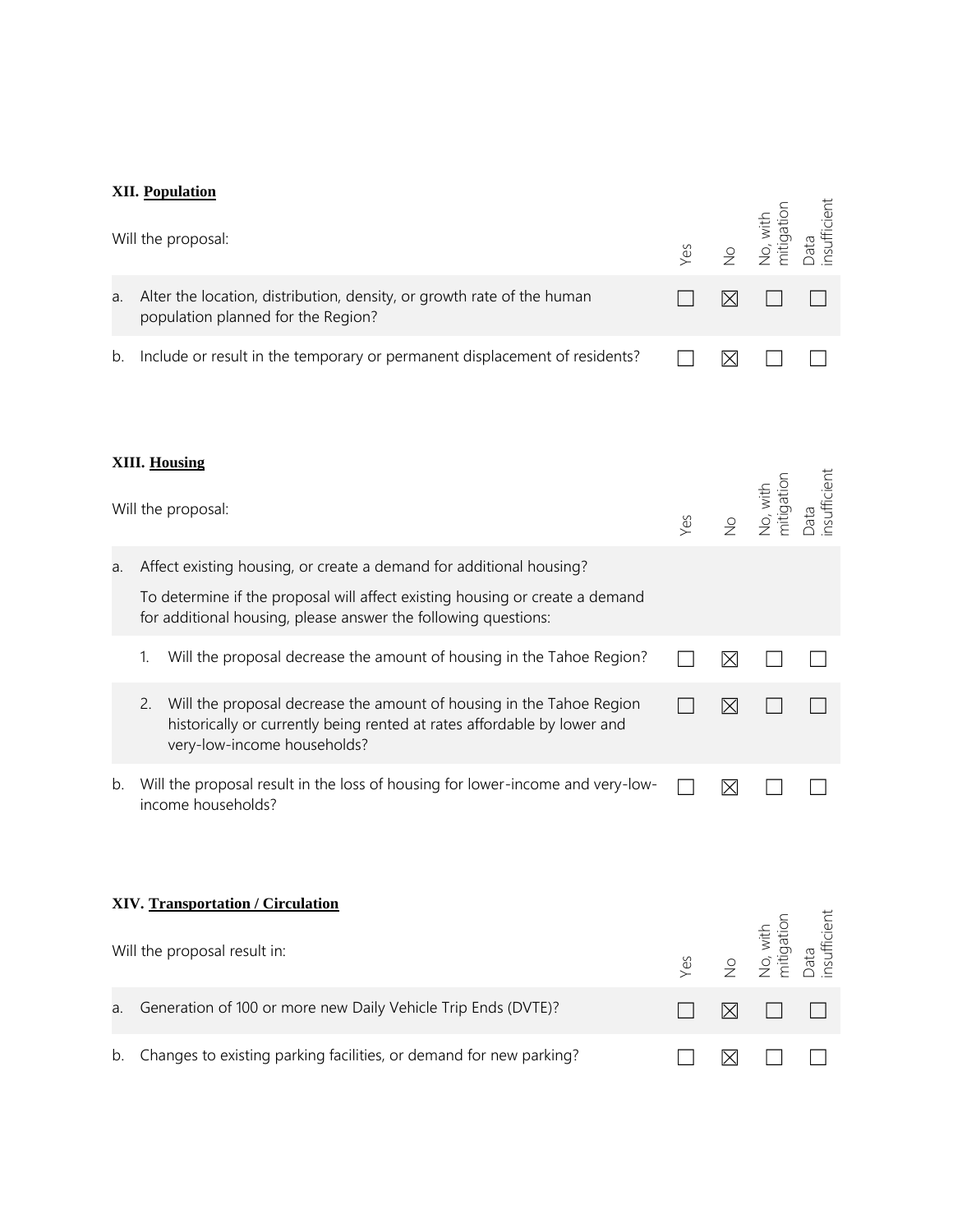### XII. Population

| Will the proposal: | Yes | No | No, with mitigation | Data insufficient |
|---|---|---|---|---|
| a. Alter the location, distribution, density, or growth rate of the human population planned for the Region? | ☐ | ☒ | ☐ | ☐ |
| b. Include or result in the temporary or permanent displacement of residents? | ☐ | ☒ | ☐ | ☐ |

### XIII. Housing

| Will the proposal: | Yes | No | No, with mitigation | Data insufficient |
|---|---|---|---|---|
| a. Affect existing housing, or create a demand for additional housing? To determine if the proposal will affect existing housing or create a demand for additional housing, please answer the following questions: | | | | |
| 1. Will the proposal decrease the amount of housing in the Tahoe Region? | ☐ | ☒ | ☐ | ☐ |
| 2. Will the proposal decrease the amount of housing in the Tahoe Region historically or currently being rented at rates affordable by lower and very-low-income households? | ☐ | ☒ | ☐ | ☐ |
| b. Will the proposal result in the loss of housing for lower-income and very-low-income households? | ☐ | ☒ | ☐ | ☐ |

### XIV. Transportation / Circulation

| Will the proposal result in: | Yes | No | No, with mitigation | Data insufficient |
|---|---|---|---|---|
| a. Generation of 100 or more new Daily Vehicle Trip Ends (DVTE)? | ☐ | ☒ | ☐ | ☐ |
| b. Changes to existing parking facilities, or demand for new parking? | ☐ | ☒ | ☐ | ☐ |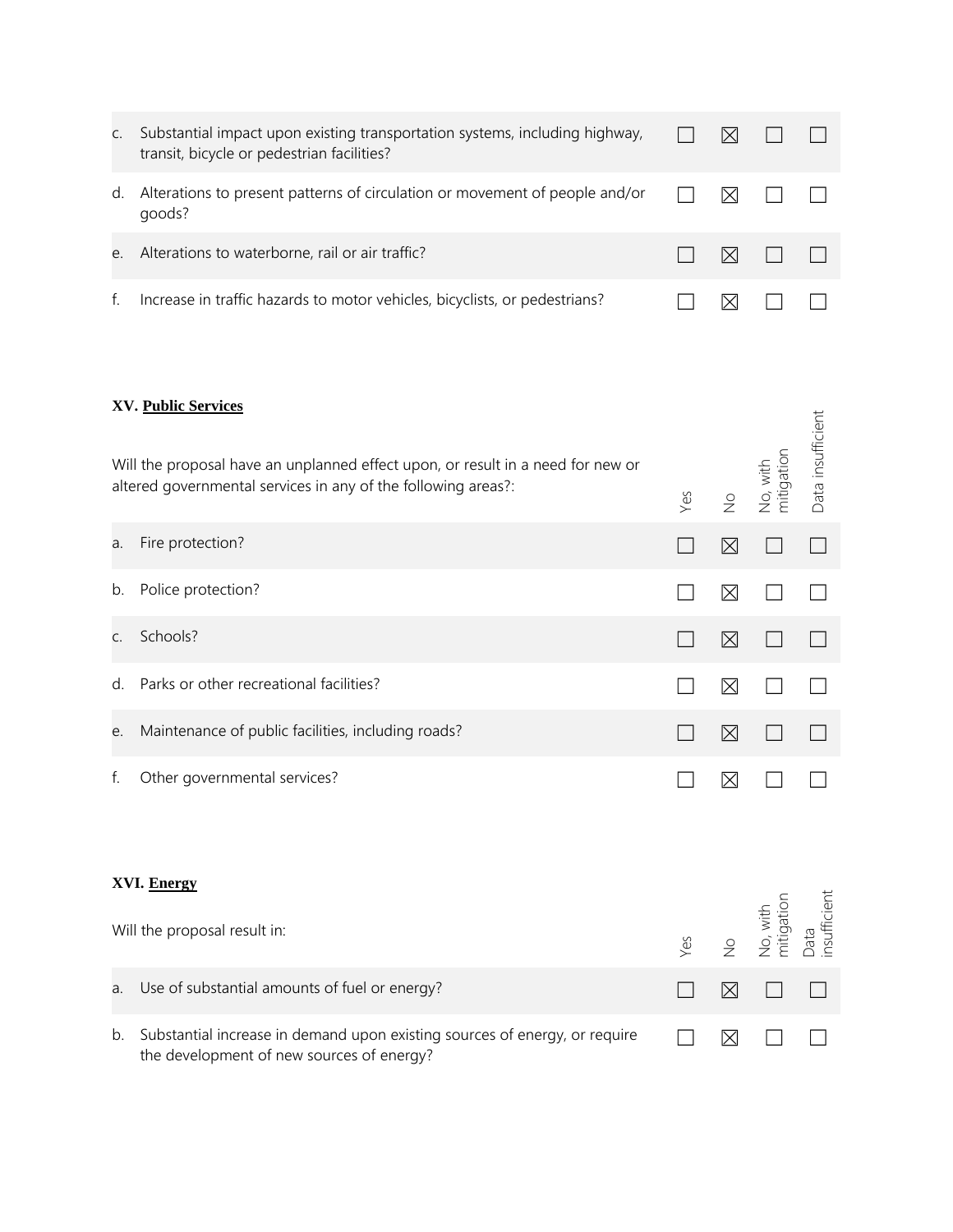| | | Yes | No | No, with mitigation | Data insufficient |
|---|---|---|---|---|---|
| c. | Substantial impact upon existing transportation systems, including highway, transit, bicycle or pedestrian facilities? | ☐ | ☒ | ☐ | ☐ |
| d. | Alterations to present patterns of circulation or movement of people and/or goods? | ☐ | ☒ | ☐ | ☐ |
| e. | Alterations to waterborne, rail or air traffic? | ☐ | ☒ | ☐ | ☐ |
| f. | Increase in traffic hazards to motor vehicles, bicyclists, or pedestrians? | ☐ | ☒ | ☐ | ☐ |

**XV. Public Services**

| Will the proposal have an unplanned effect upon, or result in a need for new or altered governmental services in any of the following areas?: | | Yes | No | No, with mitigation | Data insufficient |
|---|---|---|---|---|---|
| a. | Fire protection? | ☐ | ☒ | ☐ | ☐ |
| b. | Police protection? | ☐ | ☒ | ☐ | ☐ |
| c. | Schools? | ☐ | ☒ | ☐ | ☐ |
| d. | Parks or other recreational facilities? | ☐ | ☒ | ☐ | ☐ |
| e. | Maintenance of public facilities, including roads? | ☐ | ☒ | ☐ | ☐ |
| f. | Other governmental services? | ☐ | ☒ | ☐ | ☐ |

**XVI. Energy**

| Will the proposal result in: | | Yes | No | No, with mitigation | Data insufficient |
|---|---|---|---|---|---|
| a. | Use of substantial amounts of fuel or energy? | ☐ | ☒ | ☐ | ☐ |
| b. | Substantial increase in demand upon existing sources of energy, or require the development of new sources of energy? | ☐ | ☒ | ☐ | ☐ |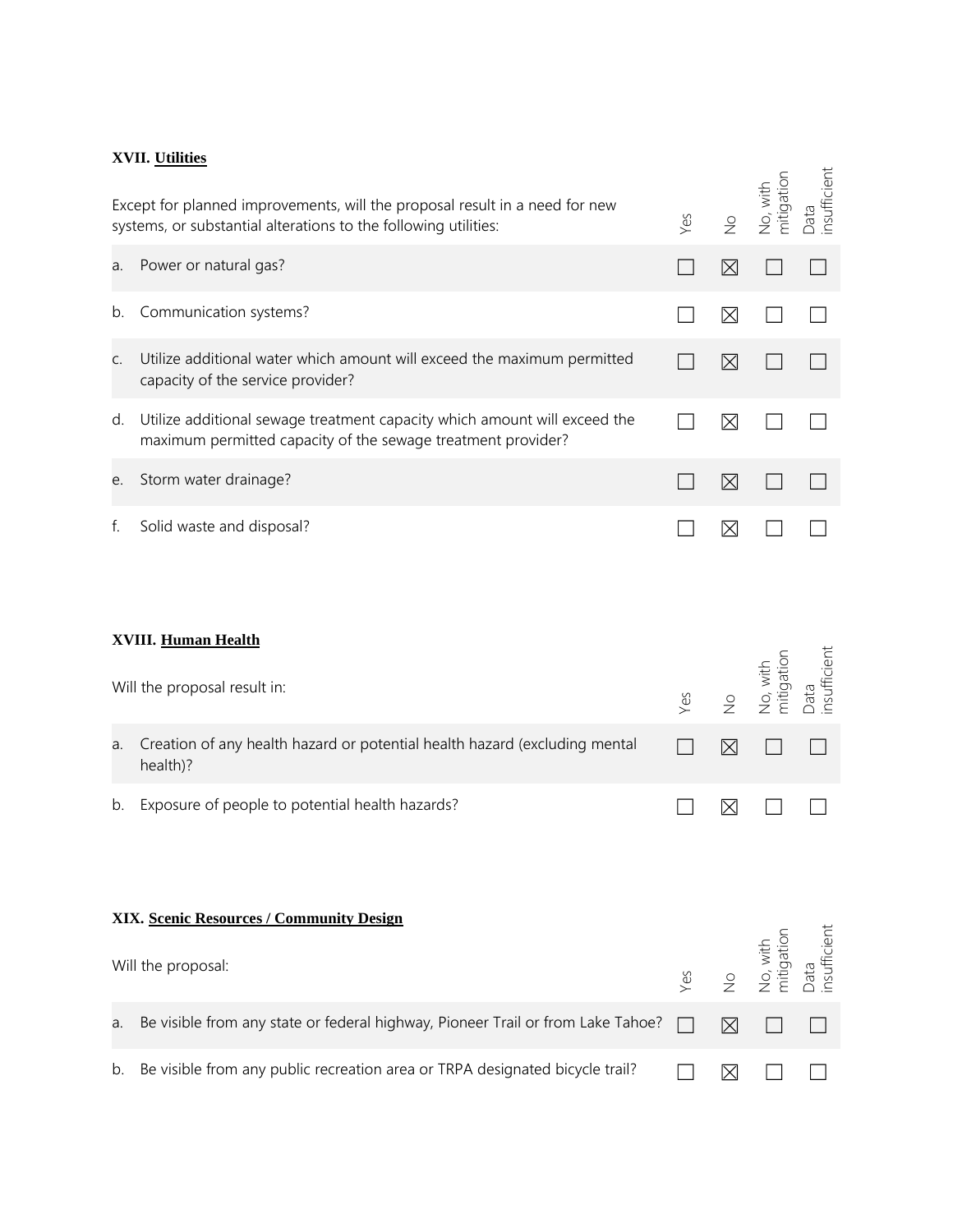### XVII. Utilities

| Except for planned improvements, will the proposal result in a need for new systems, or substantial alterations to the following utilities: | Yes | No | No, with mitigation | Data insufficient |
|---|---|---|---|---|
| a. Power or natural gas? | ☐ | ☒ | ☐ | ☐ |
| b. Communication systems? | ☐ | ☒ | ☐ | ☐ |
| c. Utilize additional water which amount will exceed the maximum permitted capacity of the service provider? | ☐ | ☒ | ☐ | ☐ |
| d. Utilize additional sewage treatment capacity which amount will exceed the maximum permitted capacity of the sewage treatment provider? | ☐ | ☒ | ☐ | ☐ |
| e. Storm water drainage? | ☐ | ☒ | ☐ | ☐ |
| f. Solid waste and disposal? | ☐ | ☒ | ☐ | ☐ |

### XVIII. Human Health

| Will the proposal result in: | Yes | No | No, with mitigation | Data insufficient |
|---|---|---|---|---|
| a. Creation of any health hazard or potential health hazard (excluding mental health)? | ☐ | ☒ | ☐ | ☐ |
| b. Exposure of people to potential health hazards? | ☐ | ☒ | ☐ | ☐ |

### XIX. Scenic Resources / Community Design

| Will the proposal: | Yes | No | No, with mitigation | Data insufficient |
|---|---|---|---|---|
| a. Be visible from any state or federal highway, Pioneer Trail or from Lake Tahoe? | ☐ | ☒ | ☐ | ☐ |
| b. Be visible from any public recreation area or TRPA designated bicycle trail? | ☐ | ☒ | ☐ | ☐ |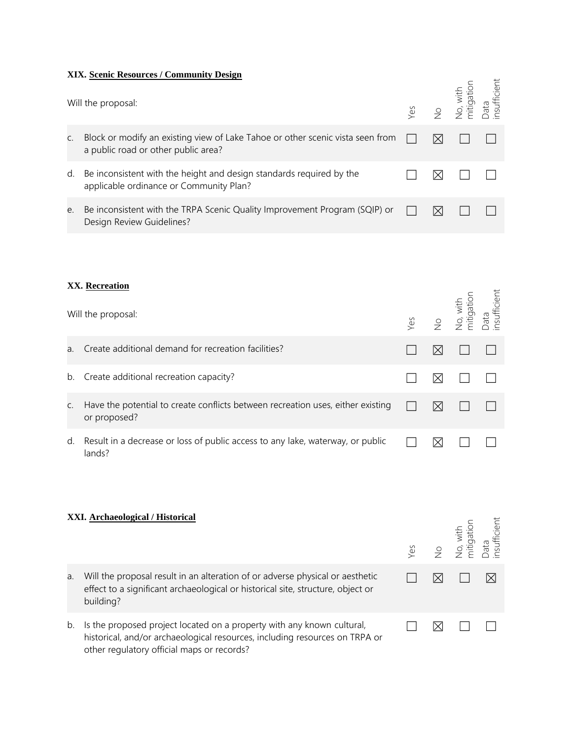### XIX. Scenic Resources / Community Design

| Will the proposal: | Yes | No | No, with mitigation | Data insufficient |
|---|---|---|---|---|
| c. Block or modify an existing view of Lake Tahoe or other scenic vista seen from a public road or other public area? | ☐ | ☒ | ☐ | ☐ |
| d. Be inconsistent with the height and design standards required by the applicable ordinance or Community Plan? | ☐ | ☒ | ☐ | ☐ |
| e. Be inconsistent with the TRPA Scenic Quality Improvement Program (SQIP) or Design Review Guidelines? | ☐ | ☒ | ☐ | ☐ |

### XX. Recreation

| Will the proposal: | Yes | No | No, with mitigation | Data insufficient |
|---|---|---|---|---|
| a. Create additional demand for recreation facilities? | ☐ | ☒ | ☐ | ☐ |
| b. Create additional recreation capacity? | ☐ | ☒ | ☐ | ☐ |
| c. Have the potential to create conflicts between recreation uses, either existing or proposed? | ☐ | ☒ | ☐ | ☐ |
| d. Result in a decrease or loss of public access to any lake, waterway, or public lands? | ☐ | ☒ | ☐ | ☐ |

### XXI. Archaeological / Historical

| | Yes | No | No, with mitigation | Data insufficient |
|---|---|---|---|---|
| a. Will the proposal result in an alteration of or adverse physical or aesthetic effect to a significant archaeological or historical site, structure, object or building? | ☐ | ☒ | ☐ | ☒ |
| b. Is the proposed project located on a property with any known cultural, historical, and/or archaeological resources, including resources on TRPA or other regulatory official maps or records? | ☐ | ☒ | ☐ | ☐ |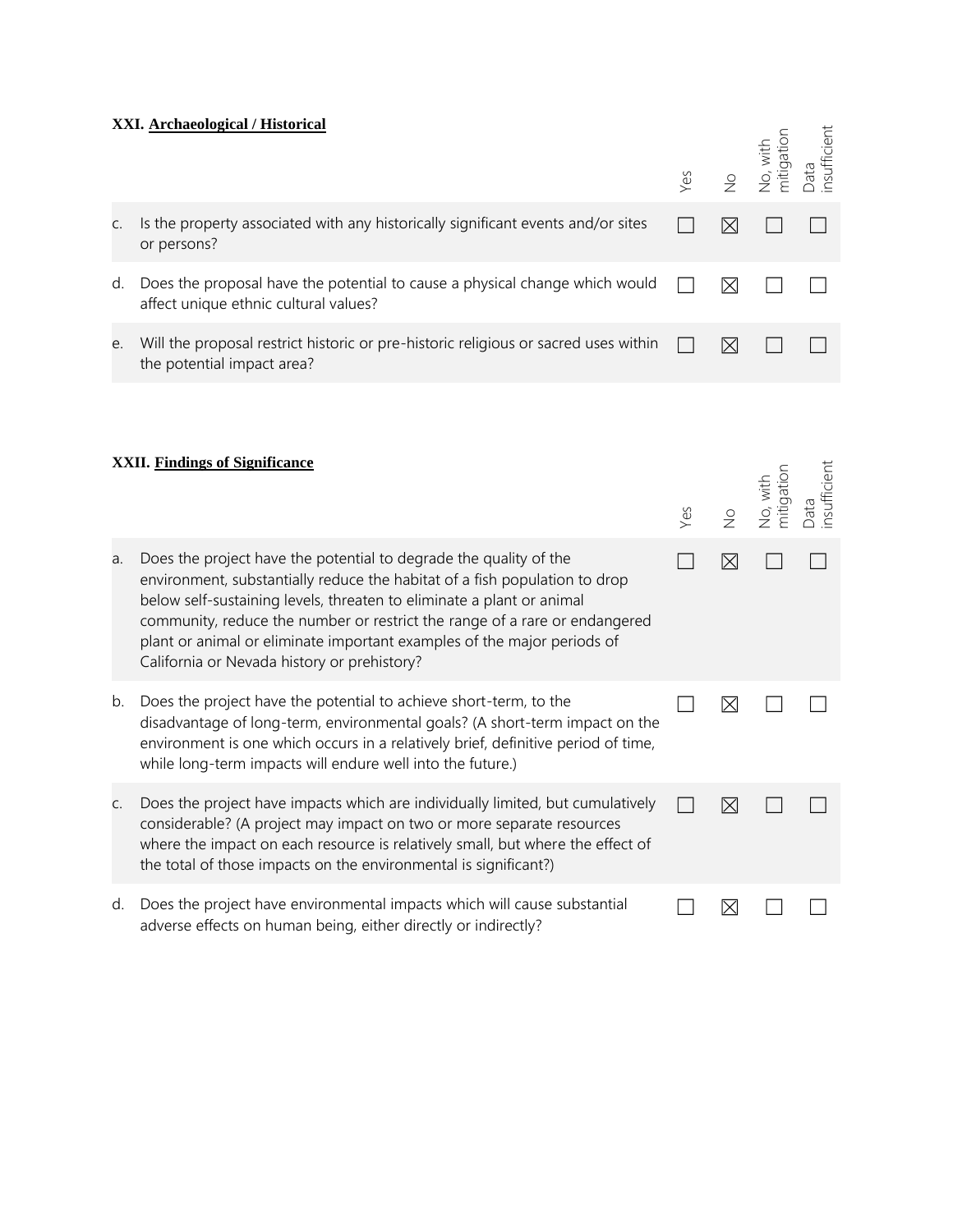### XXI. Archaeological / Historical

| | | Yes | No | No, with mitigation | Data insufficient |
|---|---|---|---|---|---|
| c. | Is the property associated with any historically significant events and/or sites or persons? | ☐ | ☒ | ☐ | ☐ |
| d. | Does the proposal have the potential to cause a physical change which would affect unique ethnic cultural values? | ☐ | ☒ | ☐ | ☐ |
| e. | Will the proposal restrict historic or pre-historic religious or sacred uses within the potential impact area? | ☐ | ☒ | ☐ | ☐ |

### XXII. Findings of Significance

| | | Yes | No | No, with mitigation | Data insufficient |
|---|---|---|---|---|---|
| a. | Does the project have the potential to degrade the quality of the environment, substantially reduce the habitat of a fish population to drop below self-sustaining levels, threaten to eliminate a plant or animal community, reduce the number or restrict the range of a rare or endangered plant or animal or eliminate important examples of the major periods of California or Nevada history or prehistory? | ☐ | ☒ | ☐ | ☐ |
| b. | Does the project have the potential to achieve short-term, to the disadvantage of long-term, environmental goals? (A short-term impact on the environment is one which occurs in a relatively brief, definitive period of time, while long-term impacts will endure well into the future.) | ☐ | ☒ | ☐ | ☐ |
| c. | Does the project have impacts which are individually limited, but cumulatively considerable? (A project may impact on two or more separate resources where the impact on each resource is relatively small, but where the effect of the total of those impacts on the environmental is significant?) | ☐ | ☒ | ☐ | ☐ |
| d. | Does the project have environmental impacts which will cause substantial adverse effects on human being, either directly or indirectly? | ☐ | ☒ | ☐ | ☐ |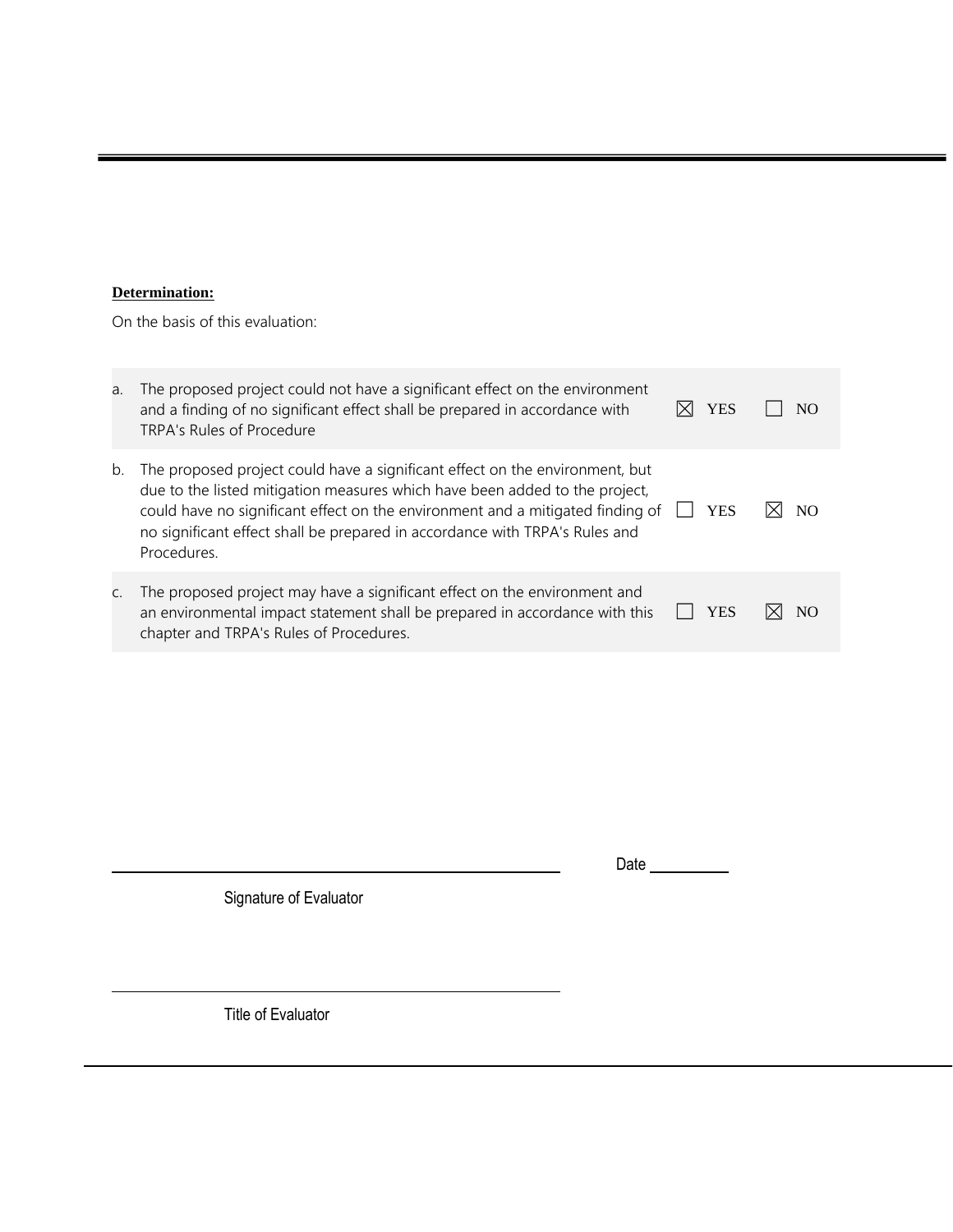**Determination:**

On the basis of this evaluation:

| | | | |
|---|---|---|---|
| a. | The proposed project could not have a significant effect on the environment and a finding of no significant effect shall be prepared in accordance with TRPA's Rules of Procedure | ☒ YES | ☐ NO |
| b. | The proposed project could have a significant effect on the environment, but due to the listed mitigation measures which have been added to the project, could have no significant effect on the environment and a mitigated finding of no significant effect shall be prepared in accordance with TRPA's Rules and Procedures. | ☐ YES | ☒ NO |
| c. | The proposed project may have a significant effect on the environment and an environmental impact statement shall be prepared in accordance with this chapter and TRPA's Rules of Procedures. | ☐ YES | ☒ NO |

_______________________________________________ Date ________

Signature of Evaluator

_______________________________________________

Title of Evaluator